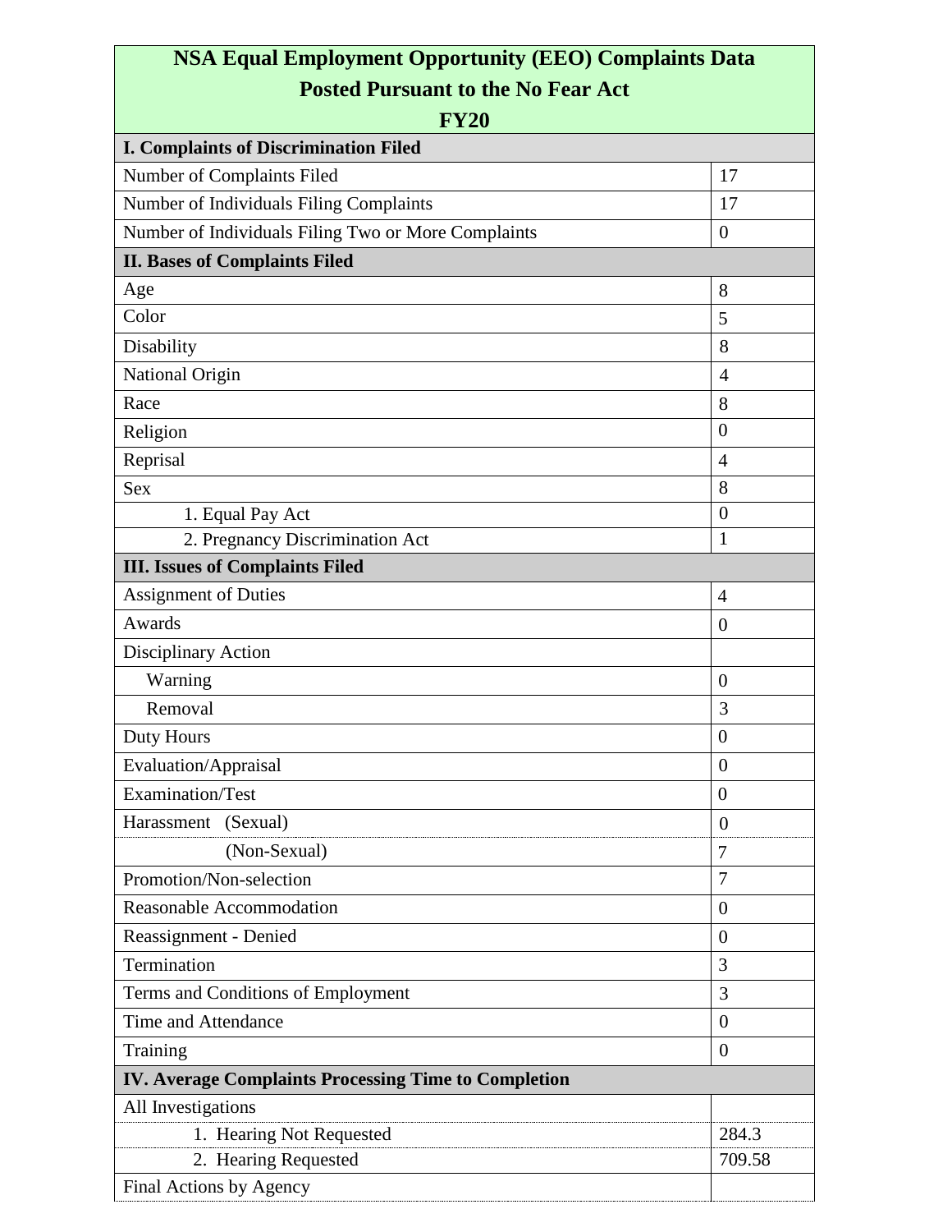| NSA Equal Employment Opportunity (EEO) Complaints Data<br>Posted Pursuant to the No Fear Act<br>FY20 | |
|---|---|
| **I. Complaints of Discrimination Filed** | |
| Number of Complaints Filed | 17 |
| Number of Individuals Filing Complaints | 17 |
| Number of Individuals Filing Two or More Complaints | 0 |
| **II. Bases of Complaints Filed** | |
| Age | 8 |
| Color | 5 |
| Disability | 8 |
| National Origin | 4 |
| Race | 8 |
| Religion | 0 |
| Reprisal | 4 |
| Sex | 8 |
| 1. Equal Pay Act | 0 |
| 2. Pregnancy Discrimination Act | 1 |
| **III. Issues of Complaints Filed** | |
| Assignment of Duties | 4 |
| Awards | 0 |
| Disciplinary Action | |
| Warning | 0 |
| Removal | 3 |
| Duty Hours | 0 |
| Evaluation/Appraisal | 0 |
| Examination/Test | 0 |
| Harassment (Sexual) | 0 |
| (Non-Sexual) | 7 |
| Promotion/Non-selection | 7 |
| Reasonable Accommodation | 0 |
| Reassignment - Denied | 0 |
| Termination | 3 |
| Terms and Conditions of Employment | 3 |
| Time and Attendance | 0 |
| Training | 0 |
| **IV. Average Complaints Processing Time to Completion** | |
| All Investigations | |
| 1. Hearing Not Requested | 284.3 |
| 2. Hearing Requested | 709.58 |
| Final Actions by Agency | |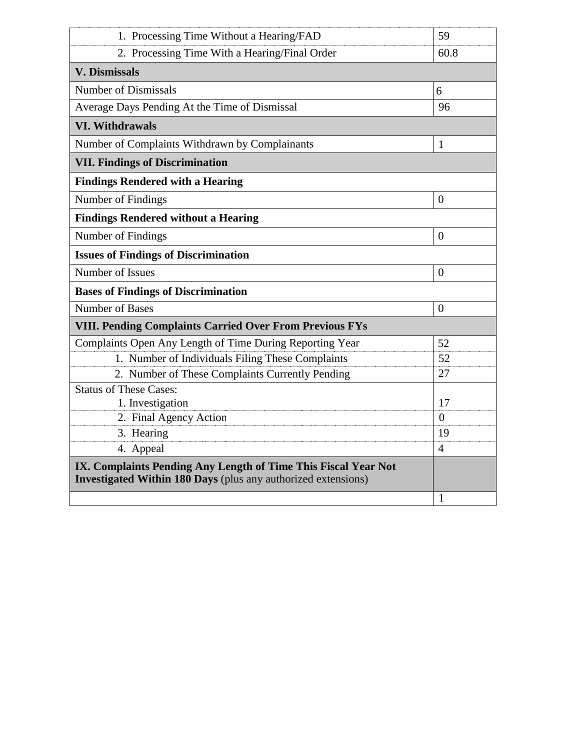| | |
|---|---|
| 1. Processing Time Without a Hearing/FAD | 59 |
| 2. Processing Time With a Hearing/Final Order | 60.8 |
| **V. Dismissals** | |
| Number of Dismissals | 6 |
| Average Days Pending At the Time of Dismissal | 96 |
| **VI. Withdrawals** | |
| Number of Complaints Withdrawn by Complainants | 1 |
| **VII. Findings of Discrimination** | |
| **Findings Rendered with a Hearing** | |
| Number of Findings | 0 |
| **Findings Rendered without a Hearing** | |
| Number of Findings | 0 |
| **Issues of Findings of Discrimination** | |
| Number of Issues | 0 |
| **Bases of Findings of Discrimination** | |
| Number of Bases | 0 |
| **VIII. Pending Complaints Carried Over From Previous FYs** | |
| Complaints Open Any Length of Time During Reporting Year | 52 |
| 1. Number of Individuals Filing These Complaints | 52 |
| 2. Number of These Complaints Currently Pending | 27 |
| Status of These Cases: 1. Investigation | 17 |
| 2. Final Agency Action | 0 |
| 3. Hearing | 19 |
| 4. Appeal | 4 |
| **IX. Complaints Pending Any Length of Time This Fiscal Year Not Investigated Within 180 Days** (plus any authorized extensions) | |
| | 1 |